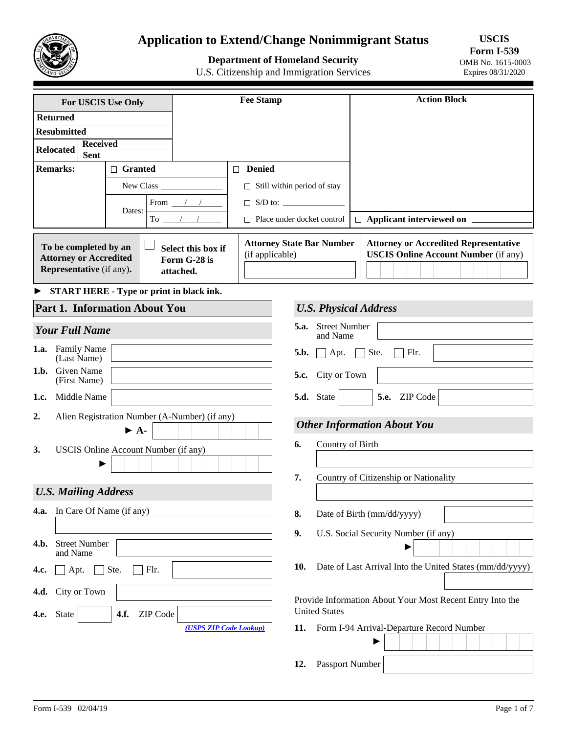# Application to Extend/Change Nonimmigrant Status

**Department of Homeland Security**
U.S. Citizenship and Immigration Services

**USCIS Form I-539**
OMB No. 1615-0003
Expires 08/31/2020

| For USCIS Use Only | Fee Stamp | Action Block |
|---|---|---|
| Returned | | |
| Resubmitted | | |
| Relocated — Received | | |
| Relocated — Sent | | |

**Remarks:**

| ☐ **Granted** | ☐ **Denied** |
|---|---|
| New Class ______ | ☐ Still within period of stay |
| Dates: From ___/___/___ | ☐ S/D to: ______ |
| Dates: To ___/___/___ | ☐ Place under docket control |

☐ **Applicant interviewed on** ______

| To be completed by an Attorney or Accredited Representative (if any). | ☐ Select this box if Form G-28 is attached. | **Attorney State Bar Number** (if applicable) | **Attorney or Accredited Representative USCIS Online Account Number** (if any) |
|---|---|---|---|

► **START HERE - Type or print in black ink.**

## Part 1. Information About You

### *Your Full Name*

**1.a.** Family Name (Last Name) ______

**1.b.** Given Name (First Name) ______

**1.c.** Middle Name ______

**2.** Alien Registration Number (A-Number) (if any)
► A- ______

**3.** USCIS Online Account Number (if any)
► ______

### *U.S. Mailing Address*

**4.a.** In Care Of Name (if any) ______

**4.b.** Street Number and Name ______

**4.c.** ☐ Apt. ☐ Ste. ☐ Flr. ______

**4.d.** City or Town ______

**4.e.** State ______ **4.f.** ZIP Code ______

*(USPS ZIP Code Lookup)*

### *U.S. Physical Address*

**5.a.** Street Number and Name ______

**5.b.** ☐ Apt. ☐ Ste. ☐ Flr. ______

**5.c.** City or Town ______

**5.d.** State ______ **5.e.** ZIP Code ______

### *Other Information About You*

**6.** Country of Birth ______

**7.** Country of Citizenship or Nationality ______

**8.** Date of Birth (mm/dd/yyyy) ______

**9.** U.S. Social Security Number (if any)
► ______

**10.** Date of Last Arrival Into the United States (mm/dd/yyyy) ______

Provide Information About Your Most Recent Entry Into the United States

**11.** Form I-94 Arrival-Departure Record Number
► ______

**12.** Passport Number ______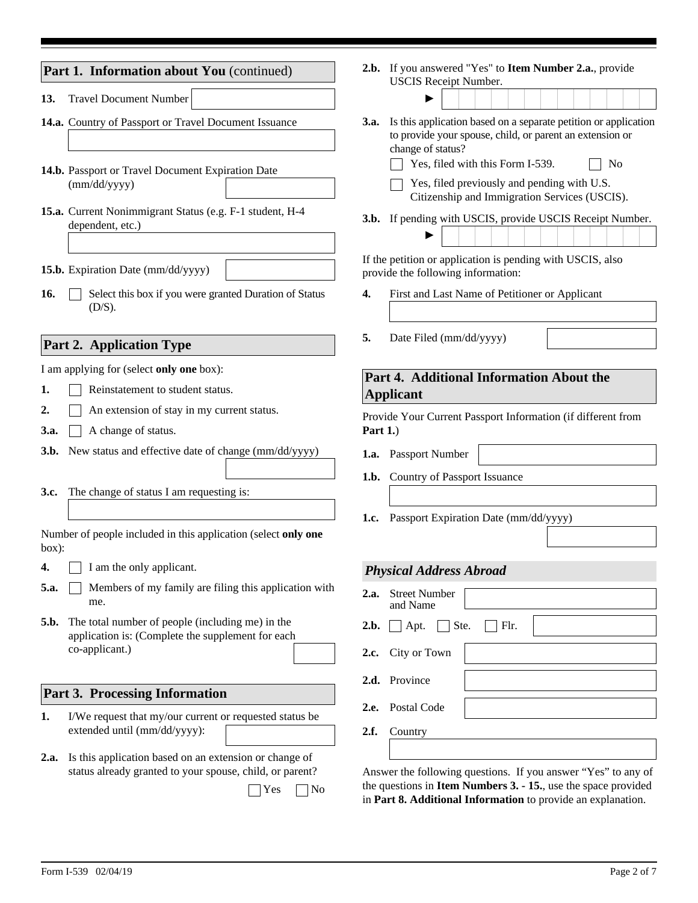## Part 1. Information about You (continued)

**13.** Travel Document Number

**14.a.** Country of Passport or Travel Document Issuance

**14.b.** Passport or Travel Document Expiration Date (mm/dd/yyyy)

**15.a.** Current Nonimmigrant Status (e.g. F-1 student, H-4 dependent, etc.)

**15.b.** Expiration Date (mm/dd/yyyy)

**16.** ☐ Select this box if you were granted Duration of Status (D/S).

## Part 2. Application Type

I am applying for (select **only one** box):

**1.** ☐ Reinstatement to student status.

**2.** ☐ An extension of stay in my current status.

**3.a.** ☐ A change of status.

**3.b.** New status and effective date of change (mm/dd/yyyy)

**3.c.** The change of status I am requesting is:

Number of people included in this application (select **only one** box):

**4.** ☐ I am the only applicant.

**5.a.** ☐ Members of my family are filing this application with me.

**5.b.** The total number of people (including me) in the application is: (Complete the supplement for each co-applicant.)

## Part 3. Processing Information

**1.** I/We request that my/our current or requested status be extended until (mm/dd/yyyy):

**2.a.** Is this application based on an extension or change of status already granted to your spouse, child, or parent? ☐ Yes ☐ No

**2.b.** If you answered "Yes" to **Item Number 2.a.**, provide USCIS Receipt Number.
►

**3.a.** Is this application based on a separate petition or application to provide your spouse, child, or parent an extension or change of status?

☐ Yes, filed with this Form I-539. ☐ No

☐ Yes, filed previously and pending with U.S. Citizenship and Immigration Services (USCIS).

**3.b.** If pending with USCIS, provide USCIS Receipt Number.
►

If the petition or application is pending with USCIS, also provide the following information:

**4.** First and Last Name of Petitioner or Applicant

**5.** Date Filed (mm/dd/yyyy)

## Part 4. Additional Information About the Applicant

Provide Your Current Passport Information (if different from **Part 1.**)

**1.a.** Passport Number

**1.b.** Country of Passport Issuance

**1.c.** Passport Expiration Date (mm/dd/yyyy)

### *Physical Address Abroad*

**2.a.** Street Number and Name

**2.b.** ☐ Apt. ☐ Ste. ☐ Flr.

**2.c.** City or Town

**2.d.** Province

**2.e.** Postal Code

**2.f.** Country

Answer the following questions. If you answer "Yes" to any of the questions in **Item Numbers 3. - 15.**, use the space provided in **Part 8. Additional Information** to provide an explanation.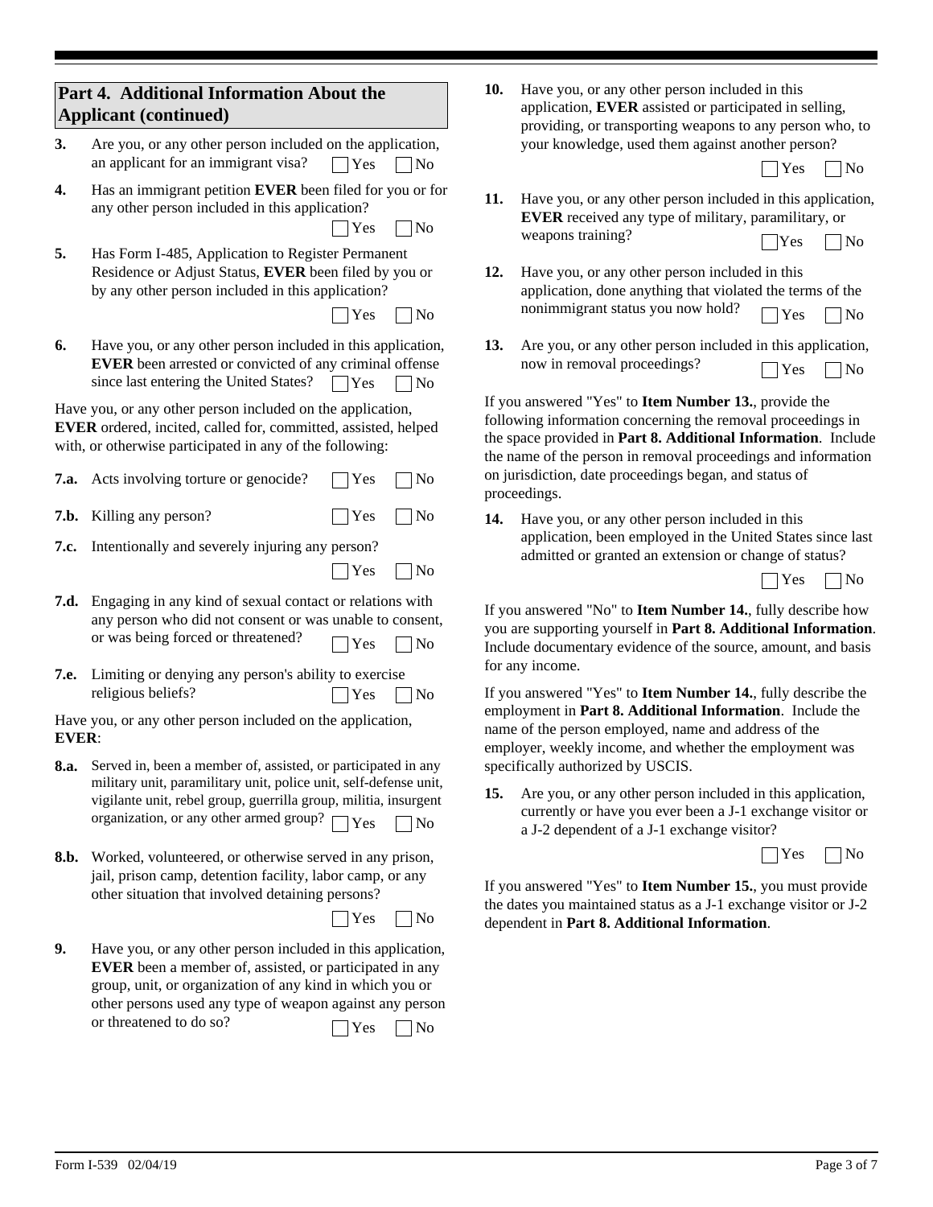## Part 4. Additional Information About the Applicant (continued)

**3.** Are you, or any other person included on the application, an applicant for an immigrant visa? ☐ Yes ☐ No

**4.** Has an immigrant petition **EVER** been filed for you or for any other person included in this application? ☐ Yes ☐ No

**5.** Has Form I-485, Application to Register Permanent Residence or Adjust Status, **EVER** been filed by you or by any other person included in this application? ☐ Yes ☐ No

**6.** Have you, or any other person included in this application, **EVER** been arrested or convicted of any criminal offense since last entering the United States? ☐ Yes ☐ No

Have you, or any other person included on the application, **EVER** ordered, incited, called for, committed, assisted, helped with, or otherwise participated in any of the following:

**7.a.** Acts involving torture or genocide? ☐ Yes ☐ No

**7.b.** Killing any person? ☐ Yes ☐ No

**7.c.** Intentionally and severely injuring any person? ☐ Yes ☐ No

**7.d.** Engaging in any kind of sexual contact or relations with any person who did not consent or was unable to consent, or was being forced or threatened? ☐ Yes ☐ No

**7.e.** Limiting or denying any person's ability to exercise religious beliefs? ☐ Yes ☐ No

Have you, or any other person included on the application, **EVER**:

**8.a.** Served in, been a member of, assisted, or participated in any military unit, paramilitary unit, police unit, self-defense unit, vigilante unit, rebel group, guerrilla group, militia, insurgent organization, or any other armed group? ☐ Yes ☐ No

**8.b.** Worked, volunteered, or otherwise served in any prison, jail, prison camp, detention facility, labor camp, or any other situation that involved detaining persons? ☐ Yes ☐ No

**9.** Have you, or any other person included in this application, **EVER** been a member of, assisted, or participated in any group, unit, or organization of any kind in which you or other persons used any type of weapon against any person or threatened to do so? ☐ Yes ☐ No

**10.** Have you, or any other person included in this application, **EVER** assisted or participated in selling, providing, or transporting weapons to any person who, to your knowledge, used them against another person? ☐ Yes ☐ No

**11.** Have you, or any other person included in this application, **EVER** received any type of military, paramilitary, or weapons training? ☐ Yes ☐ No

**12.** Have you, or any other person included in this application, done anything that violated the terms of the nonimmigrant status you now hold? ☐ Yes ☐ No

**13.** Are you, or any other person included in this application, now in removal proceedings? ☐ Yes ☐ No

If you answered "Yes" to **Item Number 13.**, provide the following information concerning the removal proceedings in the space provided in **Part 8. Additional Information**. Include the name of the person in removal proceedings and information on jurisdiction, date proceedings began, and status of proceedings.

**14.** Have you, or any other person included in this application, been employed in the United States since last admitted or granted an extension or change of status? ☐ Yes ☐ No

If you answered "No" to **Item Number 14.**, fully describe how you are supporting yourself in **Part 8. Additional Information**. Include documentary evidence of the source, amount, and basis for any income.

If you answered "Yes" to **Item Number 14.**, fully describe the employment in **Part 8. Additional Information**. Include the name of the person employed, name and address of the employer, weekly income, and whether the employment was specifically authorized by USCIS.

**15.** Are you, or any other person included in this application, currently or have you ever been a J-1 exchange visitor or a J-2 dependent of a J-1 exchange visitor? ☐ Yes ☐ No

If you answered "Yes" to **Item Number 15.**, you must provide the dates you maintained status as a J-1 exchange visitor or J-2 dependent in **Part 8. Additional Information**.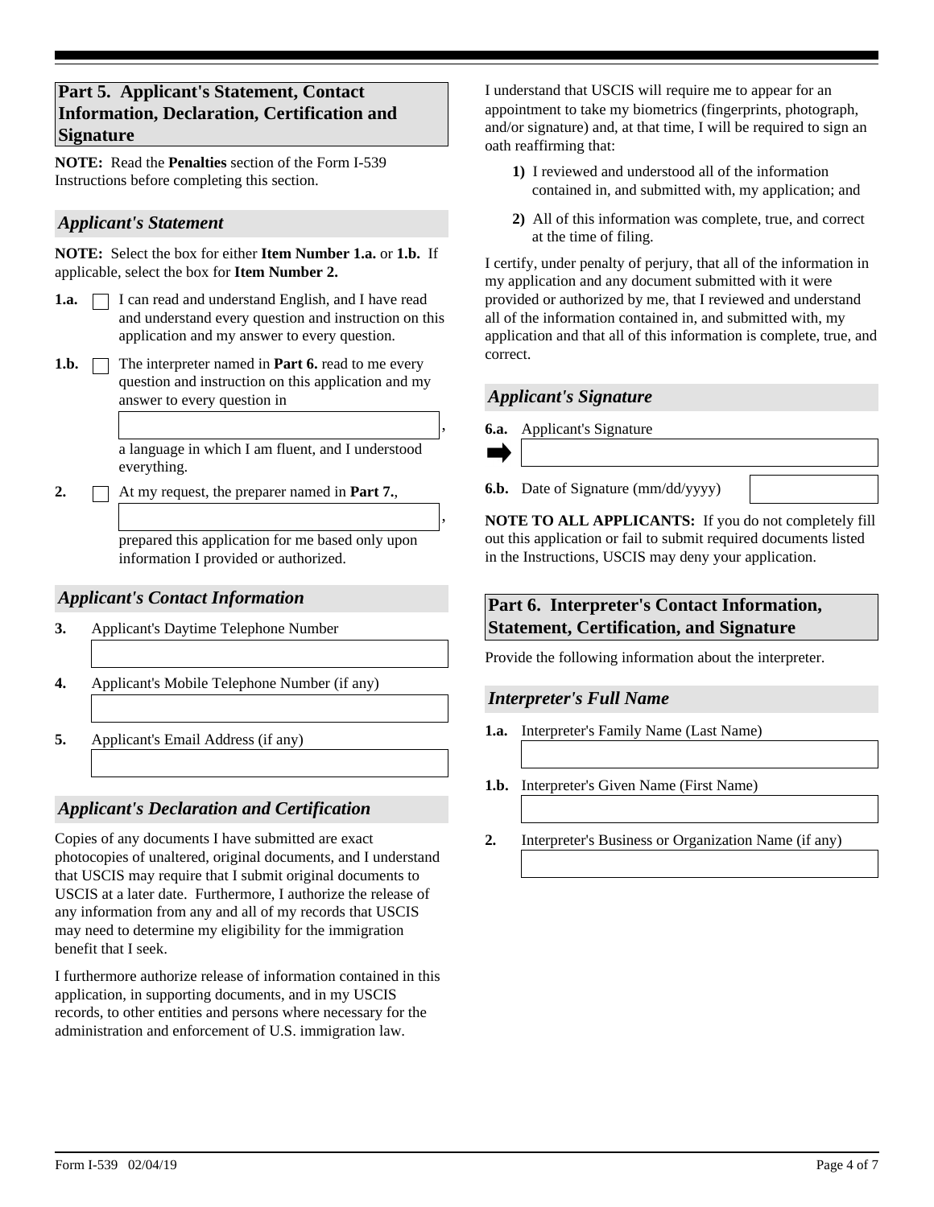## Part 5. Applicant's Statement, Contact Information, Declaration, Certification and Signature

**NOTE:** Read the **Penalties** section of the Form I-539 Instructions before completing this section.

### *Applicant's Statement*

**NOTE:** Select the box for either **Item Number 1.a.** or **1.b.** If applicable, select the box for **Item Number 2.**

**1.a.** ☐ I can read and understand English, and I have read and understand every question and instruction on this application and my answer to every question.

**1.b.** ☐ The interpreter named in **Part 6.** read to me every question and instruction on this application and my answer to every question in \_\_\_\_\_\_\_\_\_\_\_\_\_\_\_\_\_\_\_\_, a language in which I am fluent, and I understood everything.

**2.** ☐ At my request, the preparer named in **Part 7.**, \_\_\_\_\_\_\_\_\_\_\_\_\_\_\_\_\_\_\_\_, prepared this application for me based only upon information I provided or authorized.

### *Applicant's Contact Information*

**3.** Applicant's Daytime Telephone Number

**4.** Applicant's Mobile Telephone Number (if any)

**5.** Applicant's Email Address (if any)

### *Applicant's Declaration and Certification*

Copies of any documents I have submitted are exact photocopies of unaltered, original documents, and I understand that USCIS may require that I submit original documents to USCIS at a later date. Furthermore, I authorize the release of any information from any and all of my records that USCIS may need to determine my eligibility for the immigration benefit that I seek.

I furthermore authorize release of information contained in this application, in supporting documents, and in my USCIS records, to other entities and persons where necessary for the administration and enforcement of U.S. immigration law.

I understand that USCIS will require me to appear for an appointment to take my biometrics (fingerprints, photograph, and/or signature) and, at that time, I will be required to sign an oath reaffirming that:

1) I reviewed and understood all of the information contained in, and submitted with, my application; and

2) All of this information was complete, true, and correct at the time of filing.

I certify, under penalty of perjury, that all of the information in my application and any document submitted with it were provided or authorized by me, that I reviewed and understand all of the information contained in, and submitted with, my application and that all of this information is complete, true, and correct.

### *Applicant's Signature*

**6.a.** Applicant's Signature

**6.b.** Date of Signature (mm/dd/yyyy)

**NOTE TO ALL APPLICANTS:** If you do not completely fill out this application or fail to submit required documents listed in the Instructions, USCIS may deny your application.

## Part 6. Interpreter's Contact Information, Statement, Certification, and Signature

Provide the following information about the interpreter.

### *Interpreter's Full Name*

**1.a.** Interpreter's Family Name (Last Name)

**1.b.** Interpreter's Given Name (First Name)

**2.** Interpreter's Business or Organization Name (if any)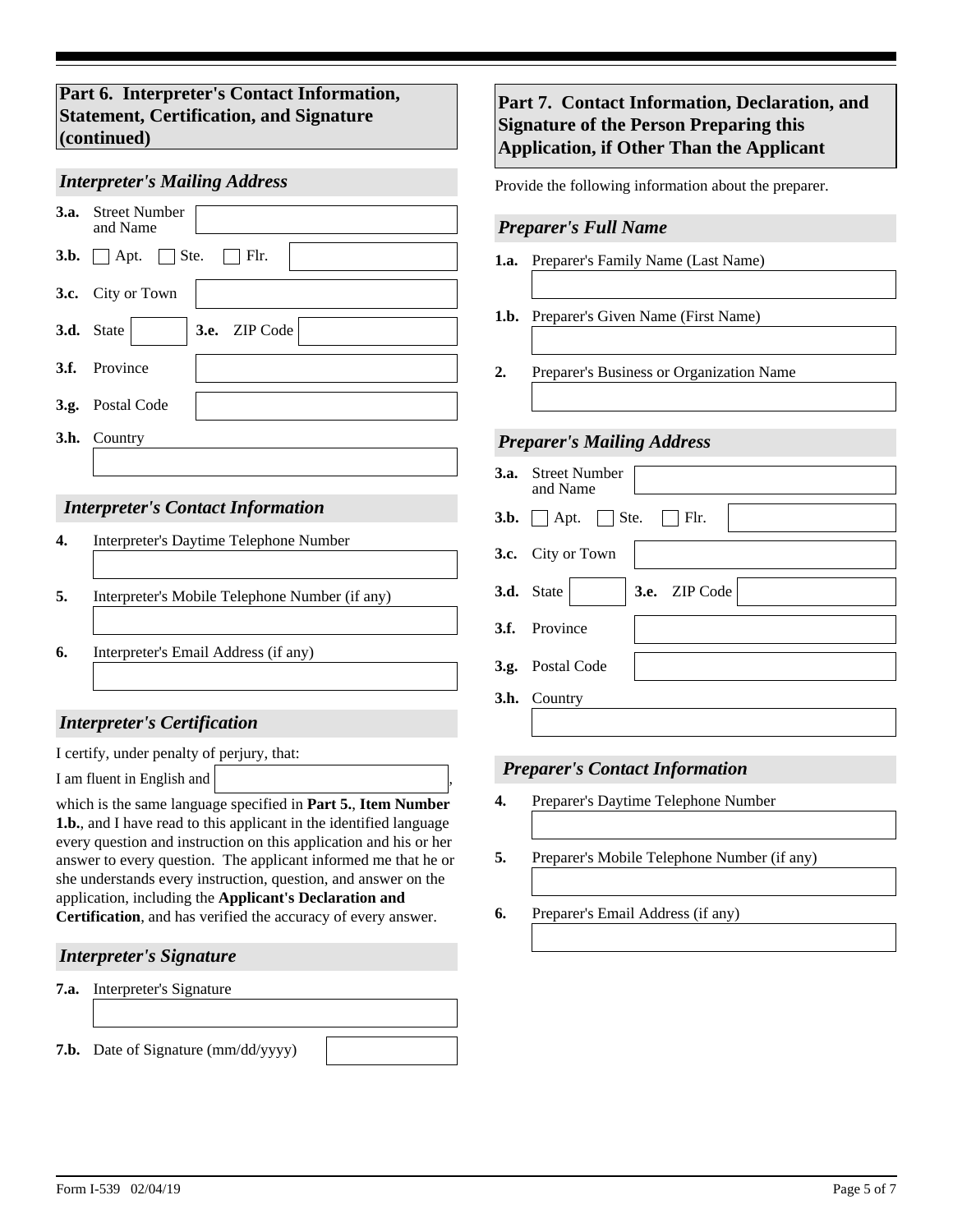## Part 6. Interpreter's Contact Information, Statement, Certification, and Signature (continued)

### *Interpreter's Mailing Address*

**3.a.** Street Number and Name

**3.b.** ☐ Apt. ☐ Ste. ☐ Flr.

**3.c.** City or Town

**3.d.** State **3.e.** ZIP Code

**3.f.** Province

**3.g.** Postal Code

**3.h.** Country

### *Interpreter's Contact Information*

**4.** Interpreter's Daytime Telephone Number

**5.** Interpreter's Mobile Telephone Number (if any)

**6.** Interpreter's Email Address (if any)

### *Interpreter's Certification*

I certify, under penalty of perjury, that:

I am fluent in English and ____________________,

which is the same language specified in **Part 5.**, **Item Number 1.b.**, and I have read to this applicant in the identified language every question and instruction on this application and his or her answer to every question. The applicant informed me that he or she understands every instruction, question, and answer on the application, including the **Applicant's Declaration and Certification**, and has verified the accuracy of every answer.

### *Interpreter's Signature*

**7.a.** Interpreter's Signature

**7.b.** Date of Signature (mm/dd/yyyy)

## Part 7. Contact Information, Declaration, and Signature of the Person Preparing this Application, if Other Than the Applicant

Provide the following information about the preparer.

### *Preparer's Full Name*

**1.a.** Preparer's Family Name (Last Name)

**1.b.** Preparer's Given Name (First Name)

**2.** Preparer's Business or Organization Name

### *Preparer's Mailing Address*

**3.a.** Street Number and Name

**3.b.** ☐ Apt. ☐ Ste. ☐ Flr.

**3.c.** City or Town

**3.d.** State **3.e.** ZIP Code

**3.f.** Province

**3.g.** Postal Code

**3.h.** Country

### *Preparer's Contact Information*

**4.** Preparer's Daytime Telephone Number

**5.** Preparer's Mobile Telephone Number (if any)

**6.** Preparer's Email Address (if any)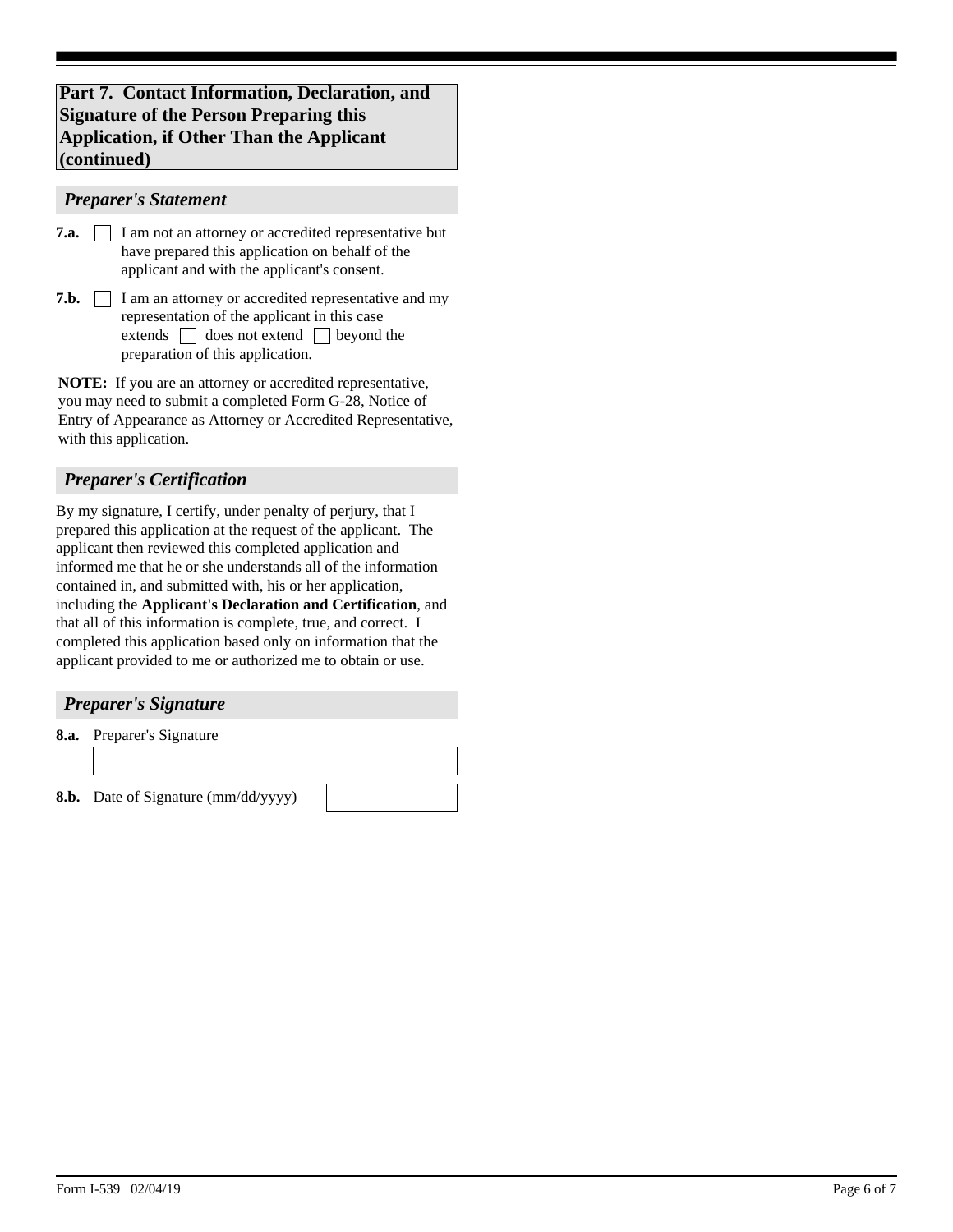## Part 7. Contact Information, Declaration, and Signature of the Person Preparing this Application, if Other Than the Applicant (continued)

### *Preparer's Statement*

**7.a.** ☐ I am not an attorney or accredited representative but have prepared this application on behalf of the applicant and with the applicant's consent.

**7.b.** ☐ I am an attorney or accredited representative and my representation of the applicant in this case extends ☐ does not extend ☐ beyond the preparation of this application.

**NOTE:** If you are an attorney or accredited representative, you may need to submit a completed Form G-28, Notice of Entry of Appearance as Attorney or Accredited Representative, with this application.

### *Preparer's Certification*

By my signature, I certify, under penalty of perjury, that I prepared this application at the request of the applicant. The applicant then reviewed this completed application and informed me that he or she understands all of the information contained in, and submitted with, his or her application, including the **Applicant's Declaration and Certification**, and that all of this information is complete, true, and correct. I completed this application based only on information that the applicant provided to me or authorized me to obtain or use.

### *Preparer's Signature*

**8.a.** Preparer's Signature

**8.b.** Date of Signature (mm/dd/yyyy)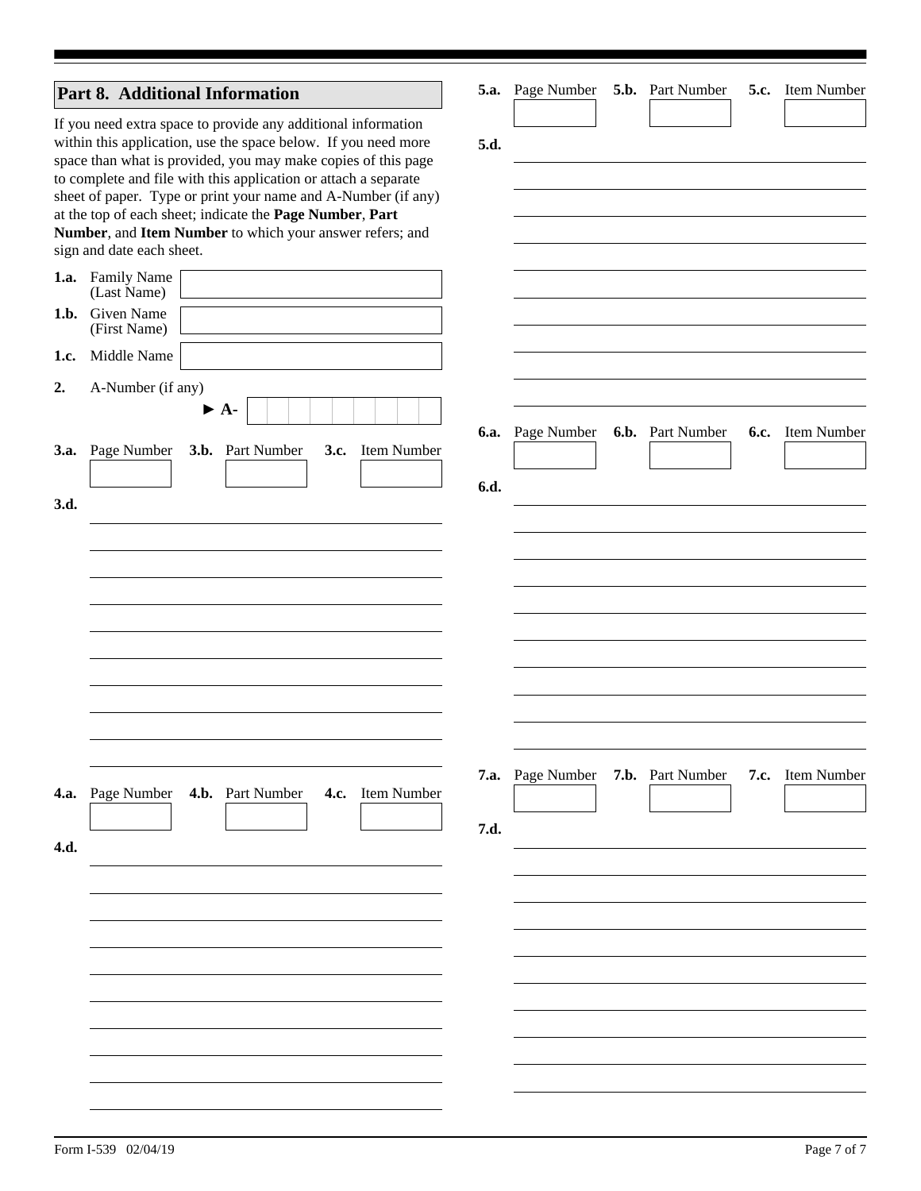## Part 8. Additional Information

If you need extra space to provide any additional information within this application, use the space below. If you need more space than what is provided, you may make copies of this page to complete and file with this application or attach a separate sheet of paper. Type or print your name and A-Number (if any) at the top of each sheet; indicate the **Page Number**, **Part Number**, and **Item Number** to which your answer refers; and sign and date each sheet.

**1.a.** Family Name (Last Name)

**1.b.** Given Name (First Name)

**1.c.** Middle Name

**2.** A-Number (if any)

► **A-**

**3.a.** Page Number **3.b.** Part Number **3.c.** Item Number

**3.d.**

**4.a.** Page Number **4.b.** Part Number **4.c.** Item Number

**4.d.**

**5.a.** Page Number **5.b.** Part Number **5.c.** Item Number

**5.d.**

**6.a.** Page Number **6.b.** Part Number **6.c.** Item Number

**6.d.**

**7.a.** Page Number **7.b.** Part Number **7.c.** Item Number

**7.d.**

Form I-539 02/04/19